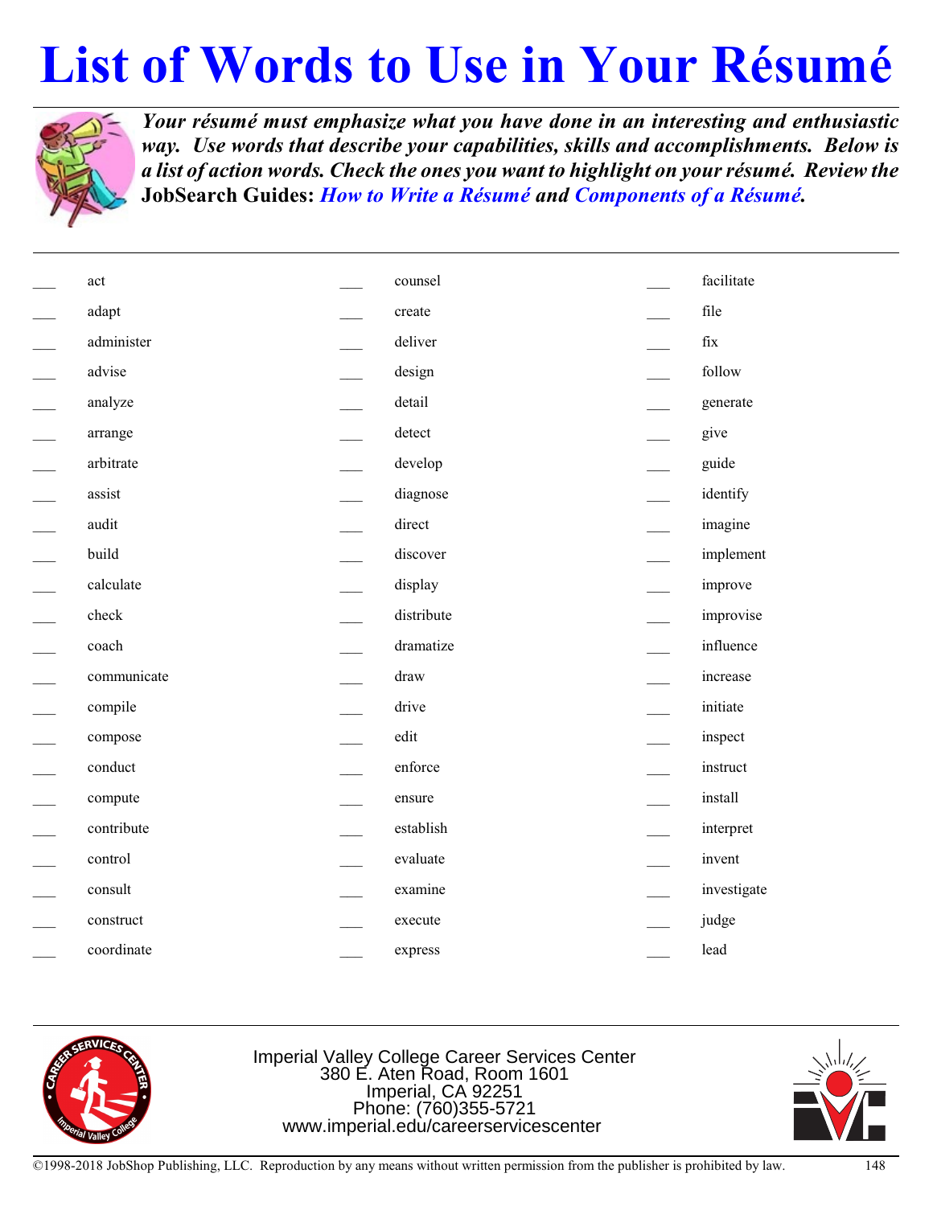# List of Words to Use in Your Résumé

***Your résumé must emphasize what you have done in an interesting and enthusiastic way. Use words that describe your capabilities, skills and accomplishments. Below is a list of action words. Check the ones you want to highlight on your résumé. Review the* JobSearch Guides: *How to Write a Résumé* and *Components of a Résumé*.**

___ act
___ adapt
___ administer
___ advise
___ analyze
___ arrange
___ arbitrate
___ assist
___ audit
___ build
___ calculate
___ check
___ coach
___ communicate
___ compile
___ compose
___ conduct
___ compute
___ contribute
___ control
___ consult
___ construct
___ coordinate
___ counsel
___ create
___ deliver
___ design
___ detail
___ detect
___ develop
___ diagnose
___ direct
___ discover
___ display
___ distribute
___ dramatize
___ draw
___ drive
___ edit
___ enforce
___ ensure
___ establish
___ evaluate
___ examine
___ execute
___ express
___ facilitate
___ file
___ fix
___ follow
___ generate
___ give
___ guide
___ identify
___ imagine
___ implement
___ improve
___ improvise
___ influence
___ increase
___ initiate
___ inspect
___ instruct
___ install
___ interpret
___ invent
___ investigate
___ judge
___ lead

Imperial Valley College Career Services Center
380 E. Aten Road, Room 1601
Imperial, CA 92251
Phone: (760)355-5721
www.imperial.edu/careerservicescenter

©1998-2018 JobShop Publishing, LLC. Reproduction by any means without written permission from the publisher is prohibited by law.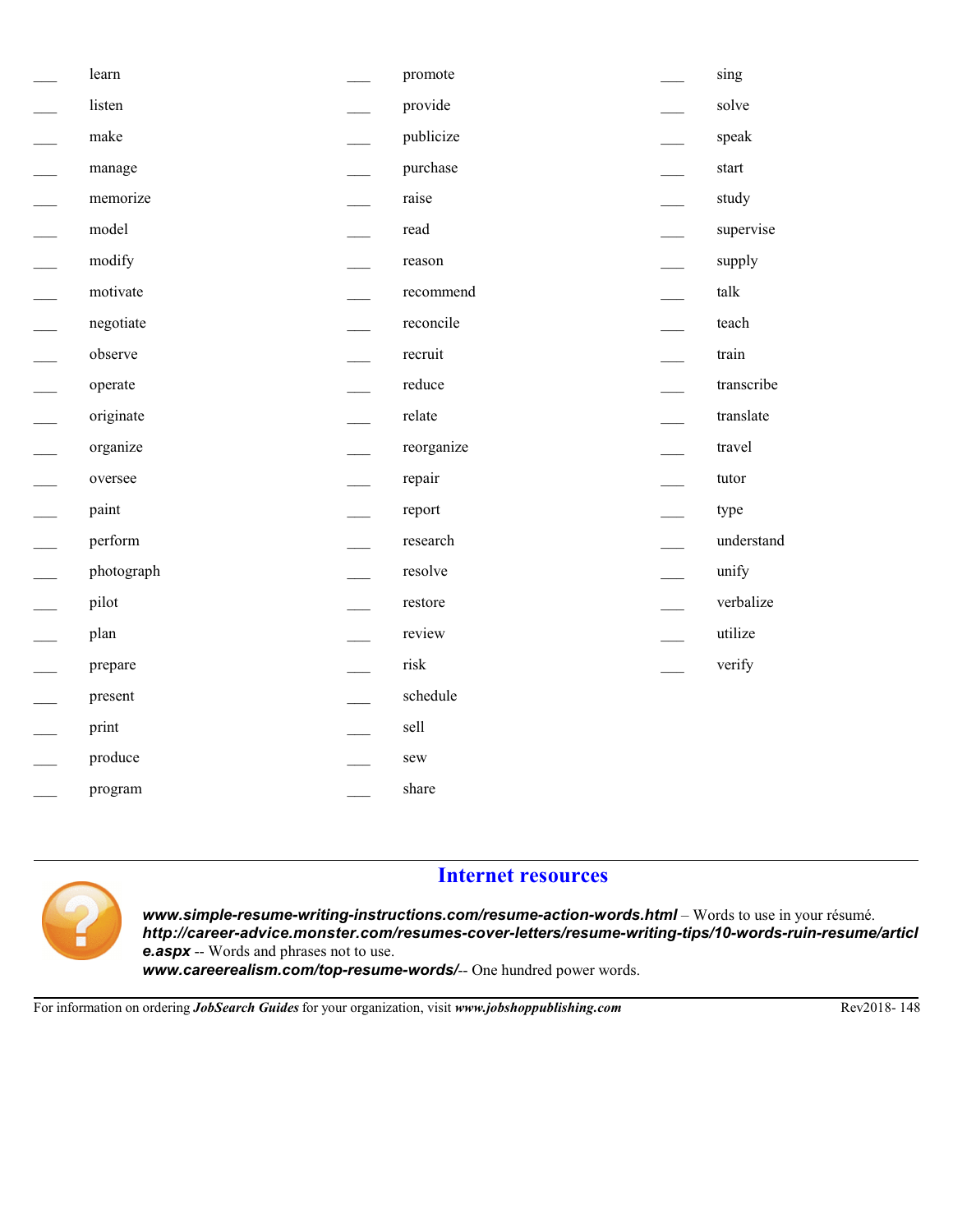___ learn
___ listen
___ make
___ manage
___ memorize
___ model
___ modify
___ motivate
___ negotiate
___ observe
___ operate
___ originate
___ organize
___ oversee
___ paint
___ perform
___ photograph
___ pilot
___ plan
___ prepare
___ present
___ print
___ produce
___ program

___ promote
___ provide
___ publicize
___ purchase
___ raise
___ read
___ reason
___ recommend
___ reconcile
___ recruit
___ reduce
___ relate
___ reorganize
___ repair
___ report
___ research
___ resolve
___ restore
___ review
___ risk
___ schedule
___ sell
___ sew
___ share

___ sing
___ solve
___ speak
___ start
___ study
___ supervise
___ supply
___ talk
___ teach
___ train
___ transcribe
___ translate
___ travel
___ tutor
___ type
___ understand
___ unify
___ verbalize
___ utilize
___ verify

## Internet resources

***www.simple-resume-writing-instructions.com/resume-action-words.html*** – Words to use in your résumé.
***http://career-advice.monster.com/resumes-cover-letters/resume-writing-tips/10-words-ruin-resume/article.aspx*** -- Words and phrases not to use.
***www.careerealism.com/top-resume-words/***-- One hundred power words.

For information on ordering ***JobSearch Guides*** for your organization, visit ***www.jobshoppublishing.com***